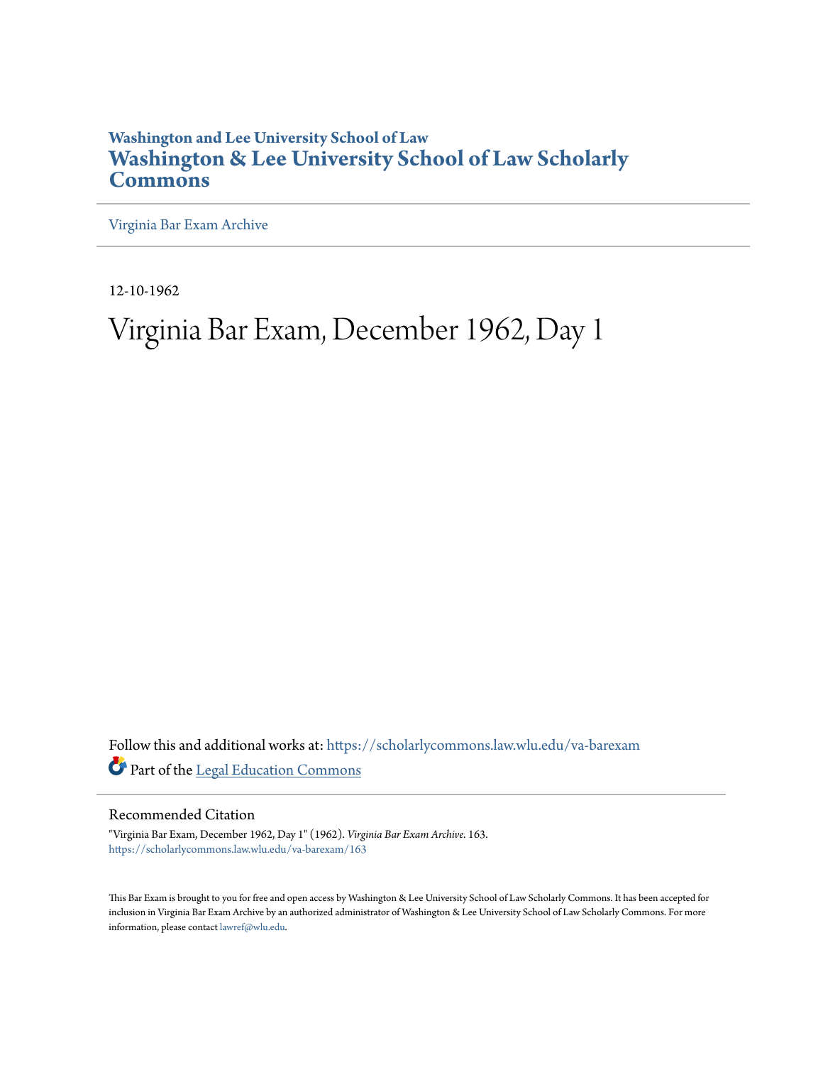Washington and Lee University School of Law

# Washington & Lee University School of Law Scholarly Commons

Virginia Bar Exam Archive

---

12-10-1962

# Virginia Bar Exam, December 1962, Day 1

Follow this and additional works at: https://scholarlycommons.law.wlu.edu/va-barexam

Part of the Legal Education Commons

## Recommended Citation

"Virginia Bar Exam, December 1962, Day 1" (1962). *Virginia Bar Exam Archive*. 163.
https://scholarlycommons.law.wlu.edu/va-barexam/163

This Bar Exam is brought to you for free and open access by Washington & Lee University School of Law Scholarly Commons. It has been accepted for inclusion in Virginia Bar Exam Archive by an authorized administrator of Washington & Lee University School of Law Scholarly Commons. For more information, please contact lawref@wlu.edu.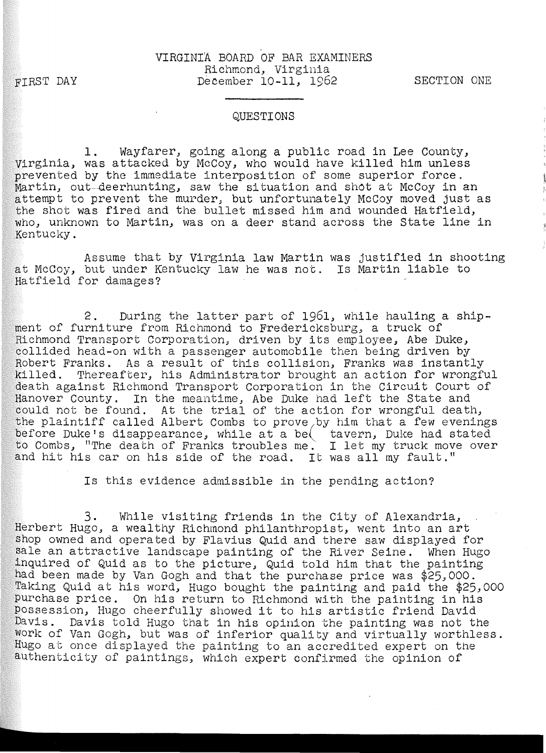VIRGINIA BOARD OF BAR EXAMINERS
Richmond, Virginia

FIRST DAY — December 10-11, 1962 — SECTION ONE

QUESTIONS

1. Wayfarer, going along a public road in Lee County, Virginia, was attacked by McCoy, who would have killed him unless prevented by the immediate interposition of some superior force. Martin, out-deerhunting, saw the situation and shot at McCoy in an attempt to prevent the murder, but unfortunately McCoy moved just as the shot was fired and the bullet missed him and wounded Hatfield, who, unknown to Martin, was on a deer stand across the State line in Kentucky.

Assume that by Virginia law Martin was justified in shooting at McCoy, but under Kentucky law he was not. Is Martin liable to Hatfield for damages?

2. During the latter part of 1961, while hauling a shipment of furniture from Richmond to Fredericksburg, a truck of Richmond Transport Corporation, driven by its employee, Abe Duke, collided head-on with a passenger automobile then being driven by Robert Franks. As a result of this collision, Franks was instantly killed. Thereafter, his Administrator brought an action for wrongful death against Richmond Transport Corporation in the Circuit Court of Hanover County. In the meantime, Abe Duke had left the State and could not be found. At the trial of the action for wrongful death, the plaintiff called Albert Combs to prove by him that a few evenings before Duke's disappearance, while at a beer tavern, Duke had stated to Combs, "The death of Franks troubles me. I let my truck move over and hit his car on his side of the road. It was all my fault."

Is this evidence admissible in the pending action?

3. While visiting friends in the City of Alexandria, Herbert Hugo, a wealthy Richmond philanthropist, went into an art shop owned and operated by Flavius Quid and there saw displayed for sale an attractive landscape painting of the River Seine. When Hugo inquired of Quid as to the picture, Quid told him that the painting had been made by Van Gogh and that the purchase price was $25,000. Taking Quid at his word, Hugo bought the painting and paid the $25,000 purchase price. On his return to Richmond with the painting in his possession, Hugo cheerfully showed it to his artistic friend David Davis. Davis told Hugo that in his opinion the painting was not the work of Van Gogh, but was of inferior quality and virtually worthless. Hugo at once displayed the painting to an accredited expert on the authenticity of paintings, which expert confirmed the opinion of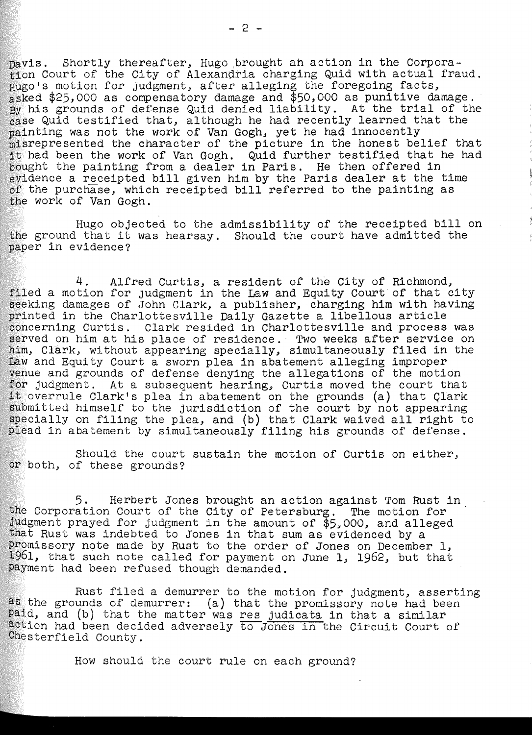Davis. Shortly thereafter, Hugo brought an action in the Corporation Court of the City of Alexandria charging Quid with actual fraud. Hugo's motion for judgment, after alleging the foregoing facts, asked $25,000 as compensatory damage and $50,000 as punitive damage. By his grounds of defense Quid denied liability. At the trial of the case Quid testified that, although he had recently learned that the painting was not the work of Van Gogh, yet he had innocently misrepresented the character of the picture in the honest belief that it had been the work of Van Gogh. Quid further testified that he had bought the painting from a dealer in Paris. He then offered in evidence a receipted bill given him by the Paris dealer at the time of the purchase, which receipted bill referred to the painting as the work of Van Gogh.

Hugo objected to the admissibility of the receipted bill on the ground that it was hearsay. Should the court have admitted the paper in evidence?

4. Alfred Curtis, a resident of the City of Richmond, filed a motion for judgment in the Law and Equity Court of that city seeking damages of John Clark, a publisher, charging him with having printed in the Charlottesville Daily Gazette a libellous article concerning Curtis. Clark resided in Charlottesville and process was served on him at his place of residence. Two weeks after service on him, Clark, without appearing specially, simultaneously filed in the Law and Equity Court a sworn plea in abatement alleging improper venue and grounds of defense denying the allegations of the motion for judgment. At a subsequent hearing, Curtis moved the court that it overrule Clark's plea in abatement on the grounds (a) that Clark submitted himself to the jurisdiction of the court by not appearing specially on filing the plea, and (b) that Clark waived all right to plead in abatement by simultaneously filing his grounds of defense.

Should the court sustain the motion of Curtis on either, or both, of these grounds?

5. Herbert Jones brought an action against Tom Rust in the Corporation Court of the City of Petersburg. The motion for judgment prayed for judgment in the amount of $5,000, and alleged that Rust was indebted to Jones in that sum as evidenced by a promissory note made by Rust to the order of Jones on December 1, 1961, that such note called for payment on June 1, 1962, but that payment had been refused though demanded.

Rust filed a demurrer to the motion for judgment, asserting as the grounds of demurrer: (a) that the promissory note had been paid, and (b) that the matter was res judicata in that a similar action had been decided adversely to Jones in the Circuit Court of Chesterfield County.

How should the court rule on each ground?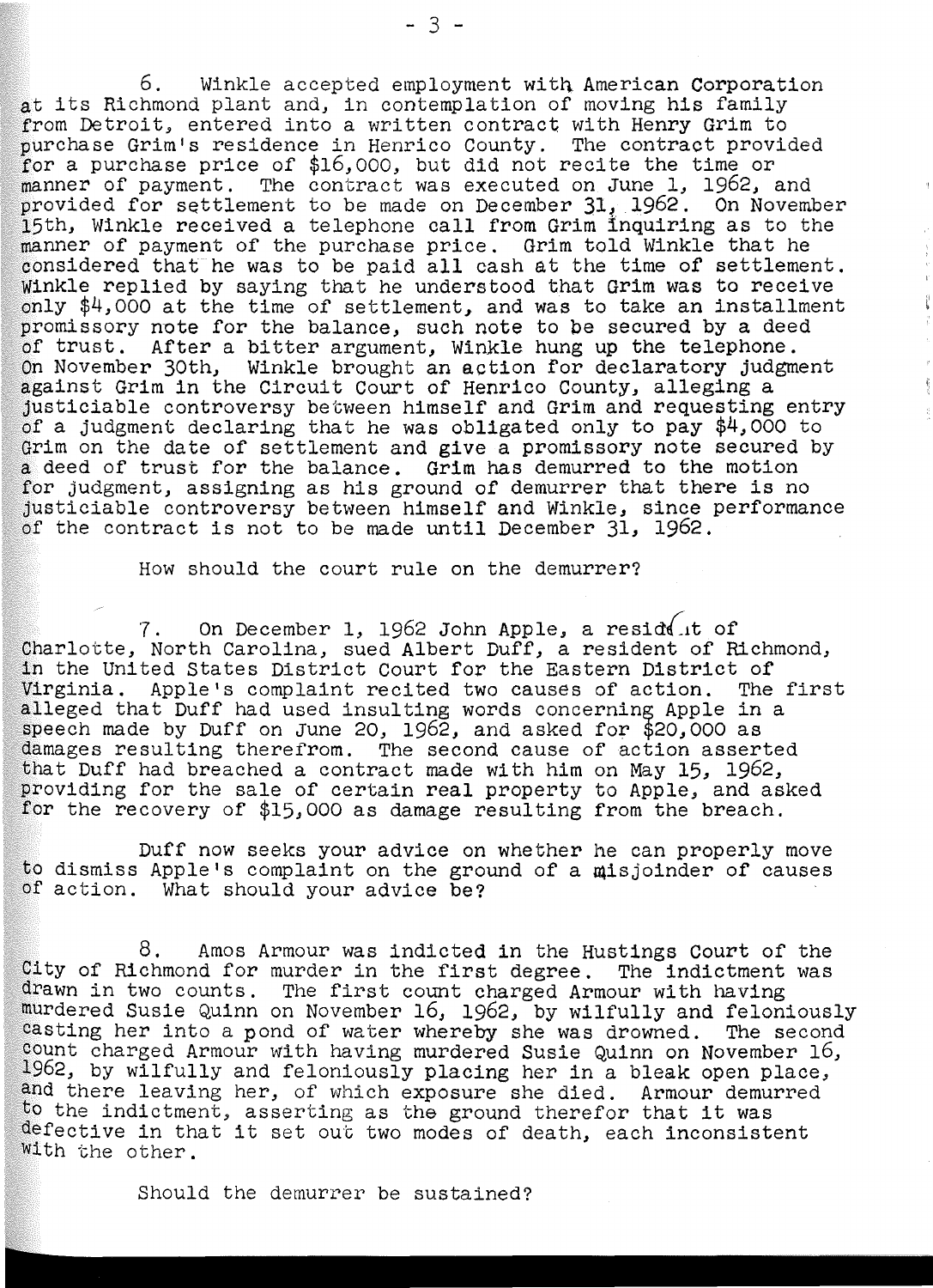6. Winkle accepted employment with American Corporation at its Richmond plant and, in contemplation of moving his family from Detroit, entered into a written contract with Henry Grim to purchase Grim's residence in Henrico County. The contract provided for a purchase price of $16,000, but did not recite the time or manner of payment. The contract was executed on June 1, 1962, and provided for settlement to be made on December 31, 1962. On November 15th, Winkle received a telephone call from Grim inquiring as to the manner of payment of the purchase price. Grim told Winkle that he considered that he was to be paid all cash at the time of settlement. Winkle replied by saying that he understood that Grim was to receive only $4,000 at the time of settlement, and was to take an installment promissory note for the balance, such note to be secured by a deed of trust. After a bitter argument, Winkle hung up the telephone. On November 30th, Winkle brought an action for declaratory judgment against Grim in the Circuit Court of Henrico County, alleging a justiciable controversy between himself and Grim and requesting entry of a judgment declaring that he was obligated only to pay $4,000 to Grim on the date of settlement and give a promissory note secured by a deed of trust for the balance. Grim has demurred to the motion for judgment, assigning as his ground of demurrer that there is no justiciable controversy between himself and Winkle, since performance of the contract is not to be made until December 31, 1962.

How should the court rule on the demurrer?

7. On December 1, 1962 John Apple, a resident of Charlotte, North Carolina, sued Albert Duff, a resident of Richmond, in the United States District Court for the Eastern District of Virginia. Apple's complaint recited two causes of action. The first alleged that Duff had used insulting words concerning Apple in a speech made by Duff on June 20, 1962, and asked for $20,000 as damages resulting therefrom. The second cause of action asserted that Duff had breached a contract made with him on May 15, 1962, providing for the sale of certain real property to Apple, and asked for the recovery of $15,000 as damage resulting from the breach.

Duff now seeks your advice on whether he can properly move to dismiss Apple's complaint on the ground of a misjoinder of causes of action. What should your advice be?

8. Amos Armour was indicted in the Hustings Court of the City of Richmond for murder in the first degree. The indictment was drawn in two counts. The first count charged Armour with having murdered Susie Quinn on November 16, 1962, by wilfully and feloniously casting her into a pond of water whereby she was drowned. The second count charged Armour with having murdered Susie Quinn on November 16, 1962, by wilfully and feloniously placing her in a bleak open place, and there leaving her, of which exposure she died. Armour demurred to the indictment, asserting as the ground therefor that it was defective in that it set out two modes of death, each inconsistent with the other.

Should the demurrer be sustained?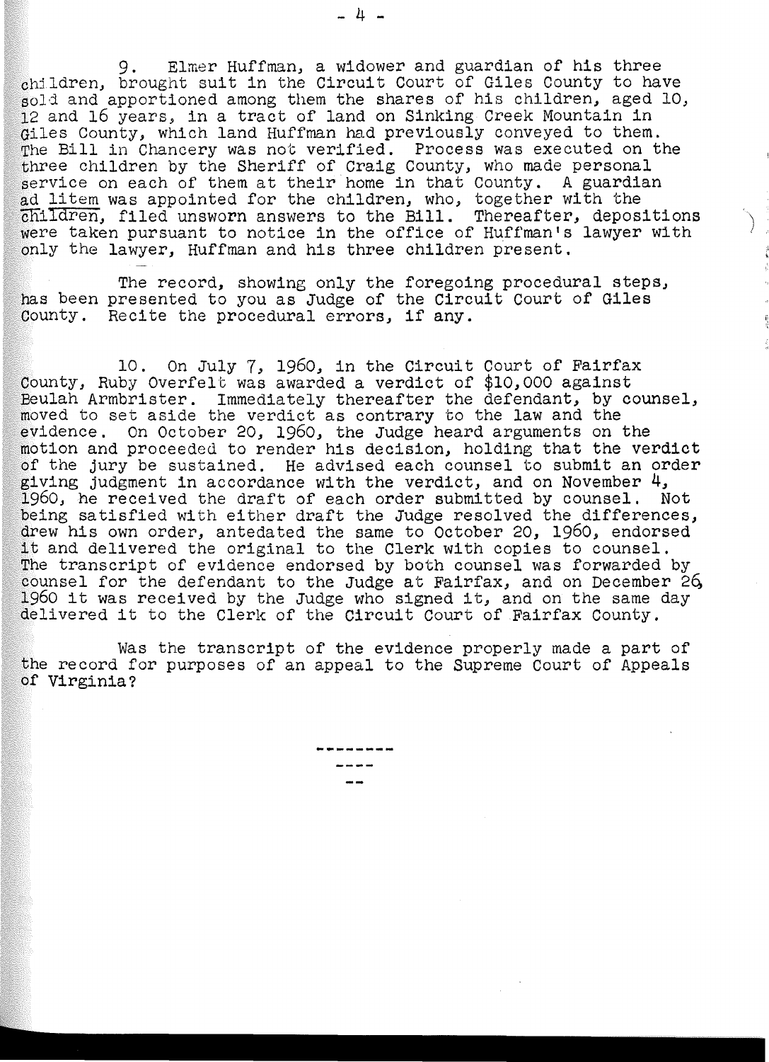9. Elmer Huffman, a widower and guardian of his three children, brought suit in the Circuit Court of Giles County to have sold and apportioned among them the shares of his children, aged 10, 12 and 16 years, in a tract of land on Sinking Creek Mountain in Giles County, which land Huffman had previously conveyed to them. The Bill in Chancery was not verified. Process was executed on the three children by the Sheriff of Craig County, who made personal service on each of them at their home in that County. A guardian *ad litem* was appointed for the children, who, together with the children, filed unsworn answers to the Bill. Thereafter, depositions were taken pursuant to notice in the office of Huffman's lawyer with only the lawyer, Huffman and his three children present.

The record, showing only the foregoing procedural steps, has been presented to you as Judge of the Circuit Court of Giles County. Recite the procedural errors, if any.

10. On July 7, 1960, in the Circuit Court of Fairfax County, Ruby Overfelt was awarded a verdict of $10,000 against Beulah Armbrister. Immediately thereafter the defendant, by counsel, moved to set aside the verdict as contrary to the law and the evidence. On October 20, 1960, the Judge heard arguments on the motion and proceeded to render his decision, holding that the verdict of the jury be sustained. He advised each counsel to submit an order giving judgment in accordance with the verdict, and on November 4, 1960, he received the draft of each order submitted by counsel. Not being satisfied with either draft the Judge resolved the differences, drew his own order, antedated the same to October 20, 1960, endorsed it and delivered the original to the Clerk with copies to counsel. The transcript of evidence endorsed by both counsel was forwarded by counsel for the defendant to the Judge at Fairfax, and on December 26, 1960 it was received by the Judge who signed it, and on the same day delivered it to the Clerk of the Circuit Court of Fairfax County.

Was the transcript of the evidence properly made a part of the record for purposes of an appeal to the Supreme Court of Appeals of Virginia?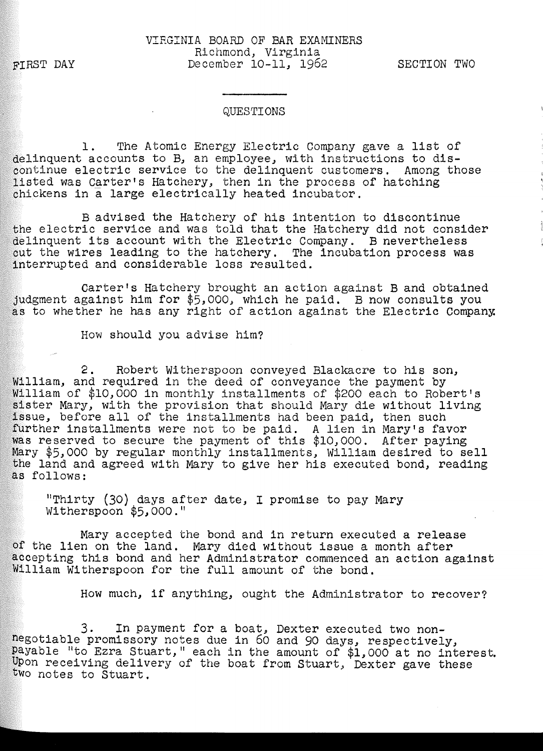VIRGINIA BOARD OF BAR EXAMINERS
Richmond, Virginia
December 10-11, 1962

FIRST DAY — SECTION TWO

QUESTIONS

1. The Atomic Energy Electric Company gave a list of delinquent accounts to B, an employee, with instructions to discontinue electric service to the delinquent customers. Among those listed was Carter's Hatchery, then in the process of hatching chickens in a large electrically heated incubator.

B advised the Hatchery of his intention to discontinue the electric service and was told that the Hatchery did not consider delinquent its account with the Electric Company. B nevertheless cut the wires leading to the hatchery. The incubation process was interrupted and considerable loss resulted.

Carter's Hatchery brought an action against B and obtained judgment against him for $5,000, which he paid. B now consults you as to whether he has any right of action against the Electric Company.

How should you advise him?

2. Robert Witherspoon conveyed Blackacre to his son, William, and required in the deed of conveyance the payment by William of $10,000 in monthly installments of $200 each to Robert's sister Mary, with the provision that should Mary die without living issue, before all of the installments had been paid, then such further installments were not to be paid. A lien in Mary's favor was reserved to secure the payment of this $10,000. After paying Mary $5,000 by regular monthly installments, William desired to sell the land and agreed with Mary to give her his executed bond, reading as follows:

> "Thirty (30) days after date, I promise to pay Mary Witherspoon $5,000."

Mary accepted the bond and in return executed a release of the lien on the land. Mary died without issue a month after accepting this bond and her Administrator commenced an action against William Witherspoon for the full amount of the bond.

How much, if anything, ought the Administrator to recover?

3. In payment for a boat, Dexter executed two non-negotiable promissory notes due in 60 and 90 days, respectively, payable "to Ezra Stuart," each in the amount of $1,000 at no interest. Upon receiving delivery of the boat from Stuart, Dexter gave these two notes to Stuart.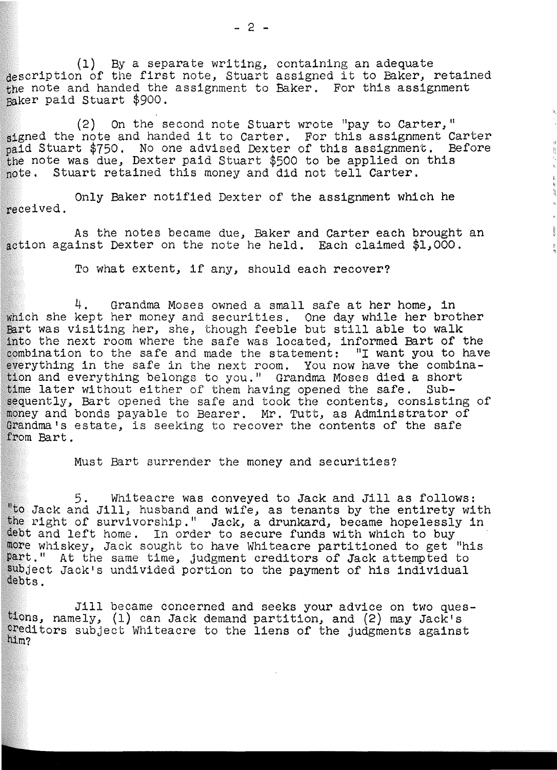(1) By a separate writing, containing an adequate description of the first note, Stuart assigned it to Baker, retained the note and handed the assignment to Baker. For this assignment Baker paid Stuart $900.

(2) On the second note Stuart wrote "pay to Carter," signed the note and handed it to Carter. For this assignment Carter paid Stuart $750. No one advised Dexter of this assignment. Before the note was due, Dexter paid Stuart $500 to be applied on this note. Stuart retained this money and did not tell Carter.

Only Baker notified Dexter of the assignment which he received.

As the notes became due, Baker and Carter each brought an action against Dexter on the note he held. Each claimed $1,000.

To what extent, if any, should each recover?

4. Grandma Moses owned a small safe at her home, in which she kept her money and securities. One day while her brother Bart was visiting her, she, though feeble but still able to walk into the next room where the safe was located, informed Bart of the combination to the safe and made the statement: "I want you to have everything in the safe in the next room. You now have the combination and everything belongs to you." Grandma Moses died a short time later without either of them having opened the safe. Subsequently, Bart opened the safe and took the contents, consisting of money and bonds payable to Bearer. Mr. Tutt, as Administrator of Grandma's estate, is seeking to recover the contents of the safe from Bart.

Must Bart surrender the money and securities?

5. Whiteacre was conveyed to Jack and Jill as follows: "to Jack and Jill, husband and wife, as tenants by the entirety with the right of survivorship." Jack, a drunkard, became hopelessly in debt and left home. In order to secure funds with which to buy more whiskey, Jack sought to have Whiteacre partitioned to get "his part." At the same time, judgment creditors of Jack attempted to subject Jack's undivided portion to the payment of his individual debts.

Jill became concerned and seeks your advice on two questions, namely, (1) can Jack demand partition, and (2) may Jack's creditors subject Whiteacre to the liens of the judgments against him?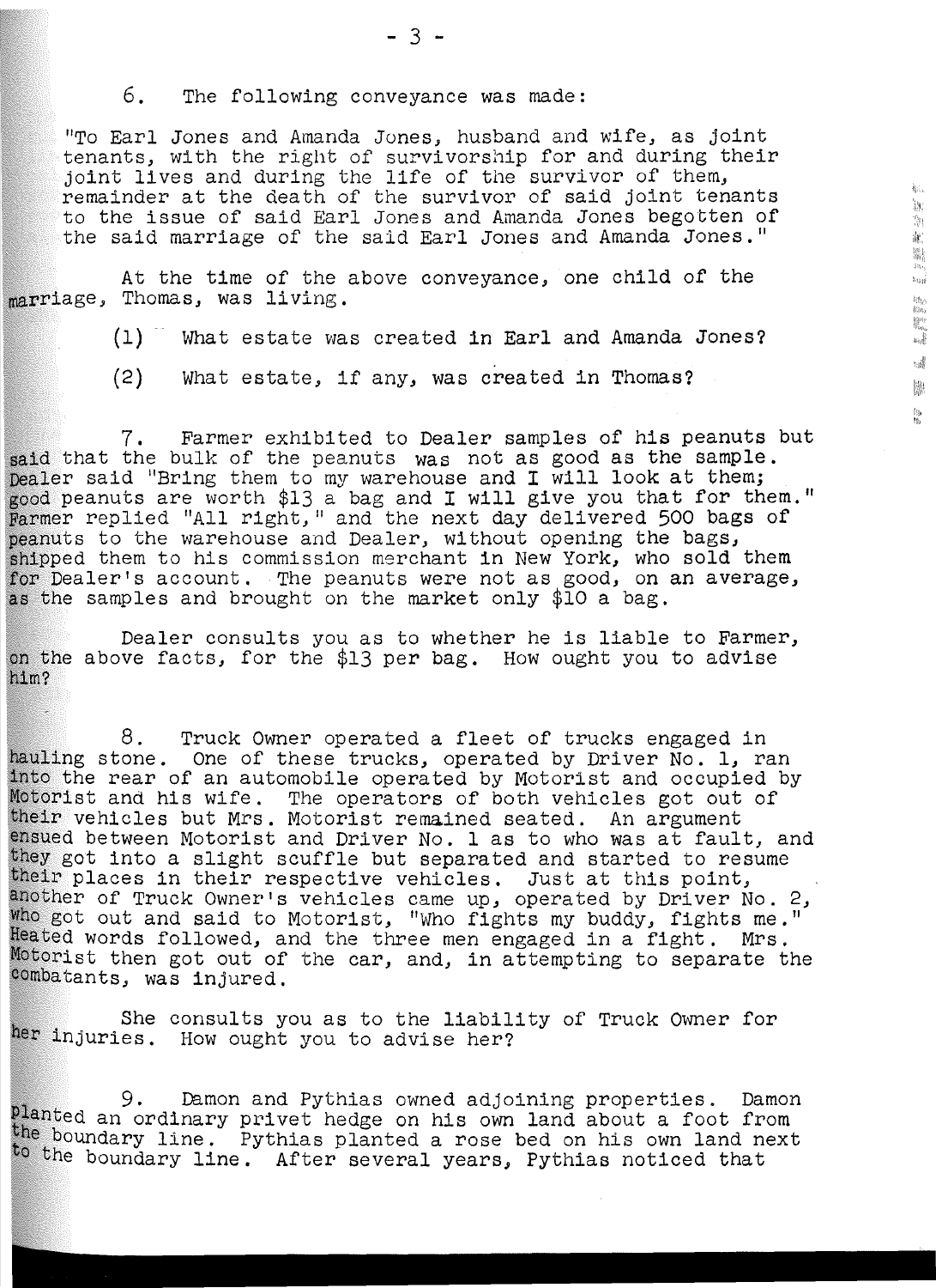6. The following conveyance was made:

"To Earl Jones and Amanda Jones, husband and wife, as joint tenants, with the right of survivorship for and during their joint lives and during the life of the survivor of them, remainder at the death of the survivor of said joint tenants to the issue of said Earl Jones and Amanda Jones begotten of the said marriage of the said Earl Jones and Amanda Jones."

At the time of the above conveyance, one child of the marriage, Thomas, was living.

(1) What estate was created in Earl and Amanda Jones?

(2) What estate, if any, was created in Thomas?

7. Farmer exhibited to Dealer samples of his peanuts but said that the bulk of the peanuts was not as good as the sample. Dealer said "Bring them to my warehouse and I will look at them; good peanuts are worth $13 a bag and I will give you that for them." Farmer replied "All right," and the next day delivered 500 bags of peanuts to the warehouse and Dealer, without opening the bags, shipped them to his commission merchant in New York, who sold them for Dealer's account. The peanuts were not as good, on an average, as the samples and brought on the market only $10 a bag.

Dealer consults you as to whether he is liable to Farmer, on the above facts, for the $13 per bag. How ought you to advise him?

8. Truck Owner operated a fleet of trucks engaged in hauling stone. One of these trucks, operated by Driver No. 1, ran into the rear of an automobile operated by Motorist and occupied by Motorist and his wife. The operators of both vehicles got out of their vehicles but Mrs. Motorist remained seated. An argument ensued between Motorist and Driver No. 1 as to who was at fault, and they got into a slight scuffle but separated and started to resume their places in their respective vehicles. Just at this point, another of Truck Owner's vehicles came up, operated by Driver No. 2, who got out and said to Motorist, "Who fights my buddy, fights me." Heated words followed, and the three men engaged in a fight. Mrs. Motorist then got out of the car, and, in attempting to separate the combatants, was injured.

She consults you as to the liability of Truck Owner for her injuries. How ought you to advise her?

9. Damon and Pythias owned adjoining properties. Damon planted an ordinary privet hedge on his own land about a foot from the boundary line. Pythias planted a rose bed on his own land next to the boundary line. After several years, Pythias noticed that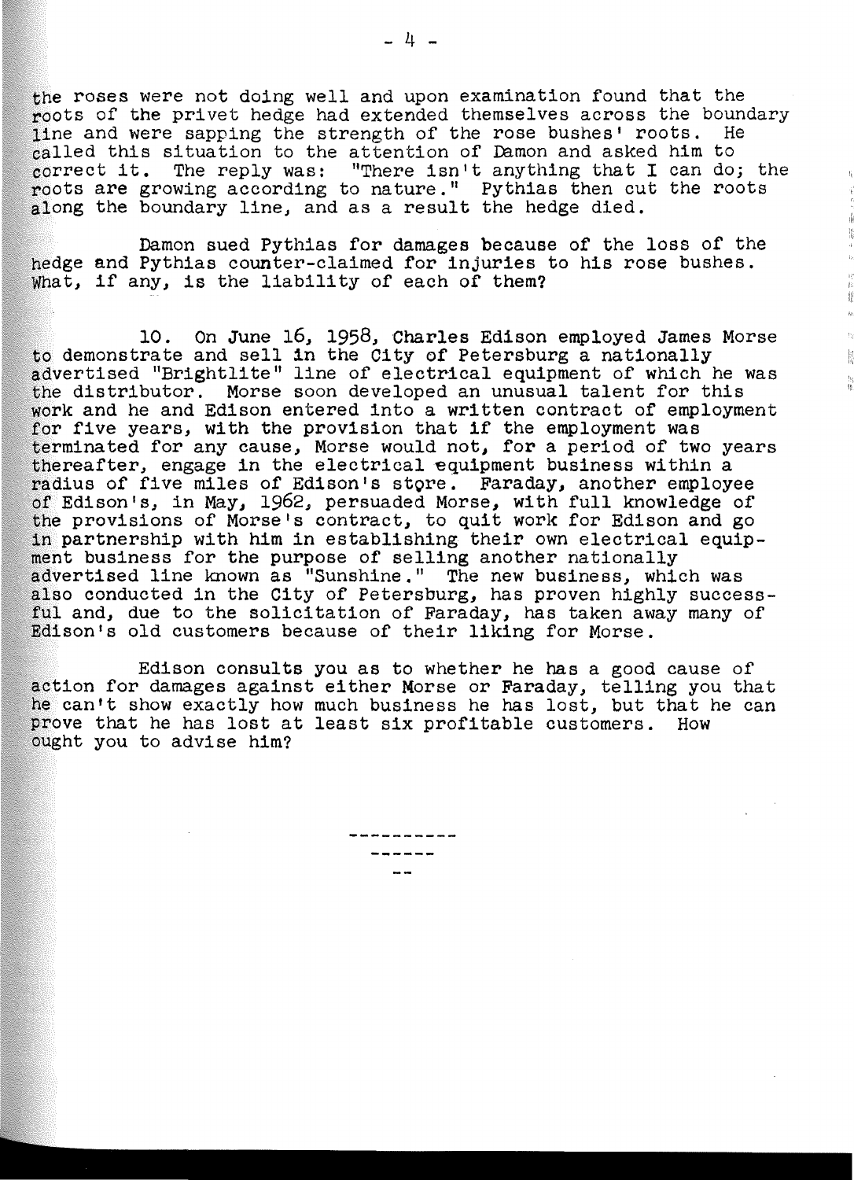the roses were not doing well and upon examination found that the roots of the privet hedge had extended themselves across the boundary line and were sapping the strength of the rose bushes' roots. He called this situation to the attention of Damon and asked him to correct it. The reply was: "There isn't anything that I can do; the roots are growing according to nature." Pythias then cut the roots along the boundary line, and as a result the hedge died.

Damon sued Pythias for damages because of the loss of the hedge and Pythias counter-claimed for injuries to his rose bushes. What, if any, is the liability of each of them?

10. On June 16, 1958, Charles Edison employed James Morse to demonstrate and sell in the City of Petersburg a nationally advertised "Brightlite" line of electrical equipment of which he was the distributor. Morse soon developed an unusual talent for this work and he and Edison entered into a written contract of employment for five years, with the provision that if the employment was terminated for any cause, Morse would not, for a period of two years thereafter, engage in the electrical equipment business within a radius of five miles of Edison's store. Faraday, another employee of Edison's, in May, 1962, persuaded Morse, with full knowledge of the provisions of Morse's contract, to quit work for Edison and go in partnership with him in establishing their own electrical equipment business for the purpose of selling another nationally advertised line known as "Sunshine." The new business, which was also conducted in the City of Petersburg, has proven highly successful and, due to the solicitation of Faraday, has taken away many of Edison's old customers because of their liking for Morse.

Edison consults you as to whether he has a good cause of action for damages against either Morse or Faraday, telling you that he can't show exactly how much business he has lost, but that he can prove that he has lost at least six profitable customers. How ought you to advise him?